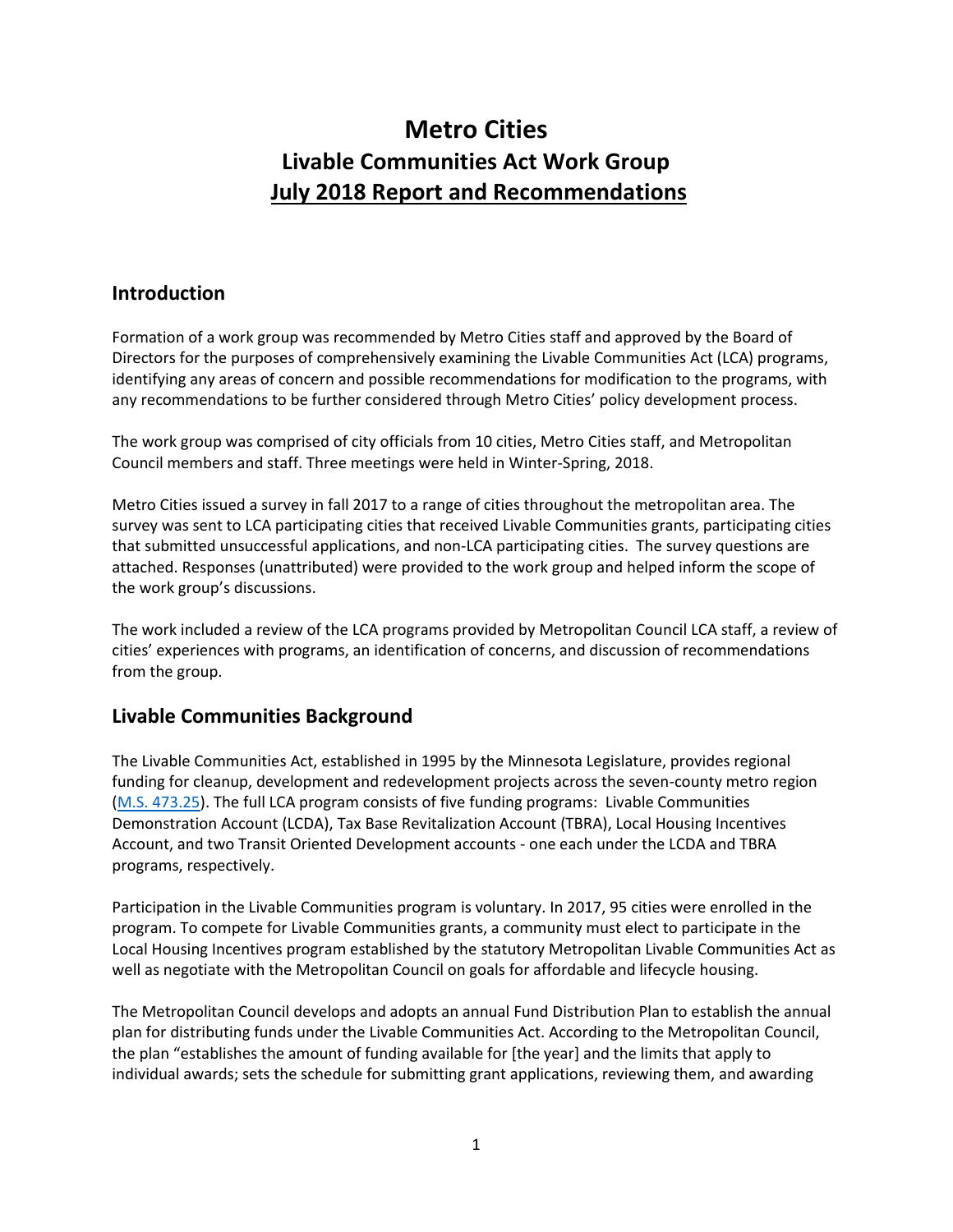# Metro Cities
# Livable Communities Act Work Group
# July 2018 Report and Recommendations

## Introduction

Formation of a work group was recommended by Metro Cities staff and approved by the Board of Directors for the purposes of comprehensively examining the Livable Communities Act (LCA) programs, identifying any areas of concern and possible recommendations for modification to the programs, with any recommendations to be further considered through Metro Cities' policy development process.

The work group was comprised of city officials from 10 cities, Metro Cities staff, and Metropolitan Council members and staff. Three meetings were held in Winter-Spring, 2018.

Metro Cities issued a survey in fall 2017 to a range of cities throughout the metropolitan area. The survey was sent to LCA participating cities that received Livable Communities grants, participating cities that submitted unsuccessful applications, and non-LCA participating cities. The survey questions are attached. Responses (unattributed) were provided to the work group and helped inform the scope of the work group's discussions.

The work included a review of the LCA programs provided by Metropolitan Council LCA staff, a review of cities' experiences with programs, an identification of concerns, and discussion of recommendations from the group.

## Livable Communities Background

The Livable Communities Act, established in 1995 by the Minnesota Legislature, provides regional funding for cleanup, development and redevelopment projects across the seven-county metro region (M.S. 473.25). The full LCA program consists of five funding programs: Livable Communities Demonstration Account (LCDA), Tax Base Revitalization Account (TBRA), Local Housing Incentives Account, and two Transit Oriented Development accounts - one each under the LCDA and TBRA programs, respectively.

Participation in the Livable Communities program is voluntary. In 2017, 95 cities were enrolled in the program. To compete for Livable Communities grants, a community must elect to participate in the Local Housing Incentives program established by the statutory Metropolitan Livable Communities Act as well as negotiate with the Metropolitan Council on goals for affordable and lifecycle housing.

The Metropolitan Council develops and adopts an annual Fund Distribution Plan to establish the annual plan for distributing funds under the Livable Communities Act. According to the Metropolitan Council, the plan "establishes the amount of funding available for [the year] and the limits that apply to individual awards; sets the schedule for submitting grant applications, reviewing them, and awarding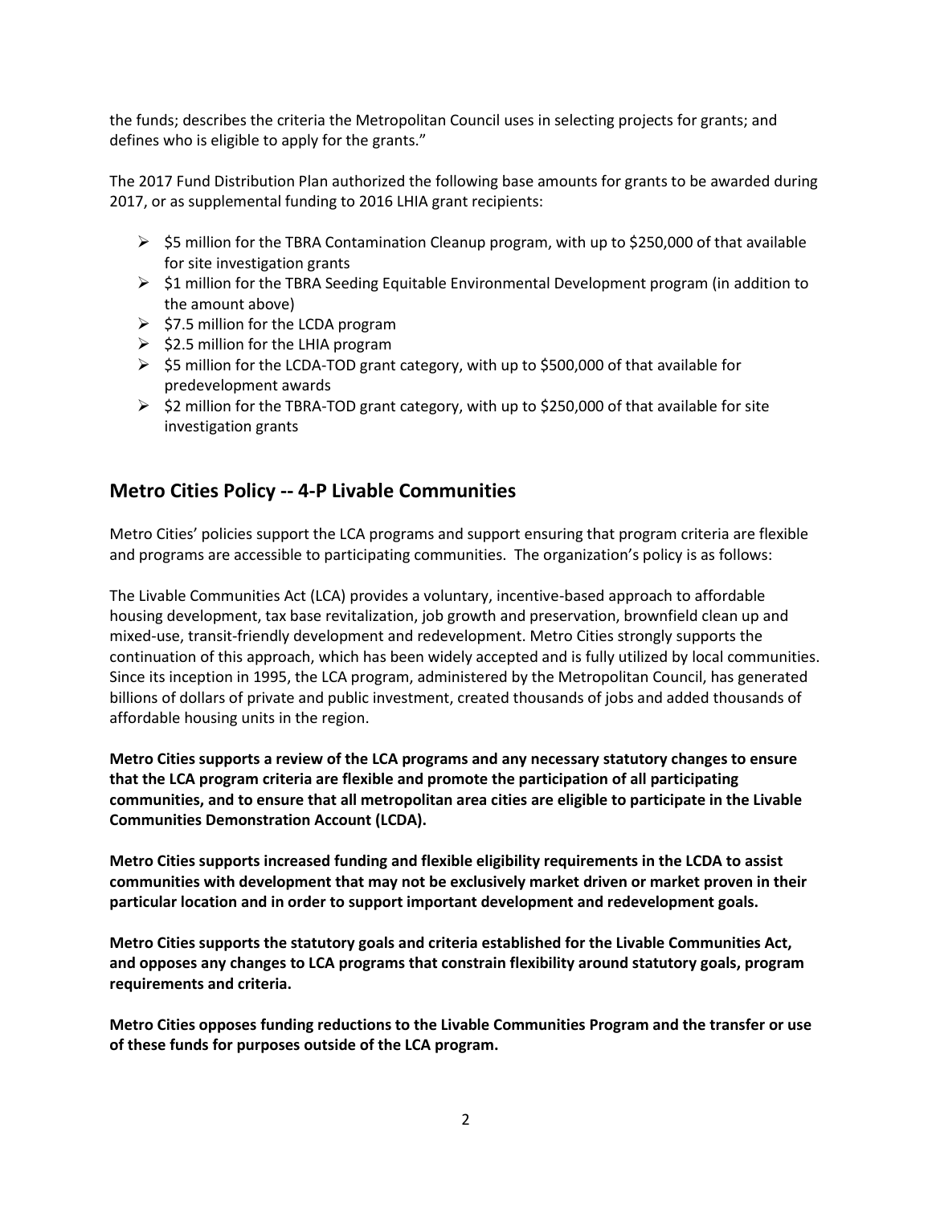the funds; describes the criteria the Metropolitan Council uses in selecting projects for grants; and defines who is eligible to apply for the grants."

The 2017 Fund Distribution Plan authorized the following base amounts for grants to be awarded during 2017, or as supplemental funding to 2016 LHIA grant recipients:

- $5 million for the TBRA Contamination Cleanup program, with up to $250,000 of that available for site investigation grants
- $1 million for the TBRA Seeding Equitable Environmental Development program (in addition to the amount above)
- $7.5 million for the LCDA program
- $2.5 million for the LHIA program
- $5 million for the LCDA-TOD grant category, with up to $500,000 of that available for predevelopment awards
- $2 million for the TBRA-TOD grant category, with up to $250,000 of that available for site investigation grants

## Metro Cities Policy -- 4-P Livable Communities

Metro Cities' policies support the LCA programs and support ensuring that program criteria are flexible and programs are accessible to participating communities. The organization's policy is as follows:

The Livable Communities Act (LCA) provides a voluntary, incentive-based approach to affordable housing development, tax base revitalization, job growth and preservation, brownfield clean up and mixed-use, transit-friendly development and redevelopment. Metro Cities strongly supports the continuation of this approach, which has been widely accepted and is fully utilized by local communities. Since its inception in 1995, the LCA program, administered by the Metropolitan Council, has generated billions of dollars of private and public investment, created thousands of jobs and added thousands of affordable housing units in the region.

**Metro Cities supports a review of the LCA programs and any necessary statutory changes to ensure that the LCA program criteria are flexible and promote the participation of all participating communities, and to ensure that all metropolitan area cities are eligible to participate in the Livable Communities Demonstration Account (LCDA).**

**Metro Cities supports increased funding and flexible eligibility requirements in the LCDA to assist communities with development that may not be exclusively market driven or market proven in their particular location and in order to support important development and redevelopment goals.**

**Metro Cities supports the statutory goals and criteria established for the Livable Communities Act, and opposes any changes to LCA programs that constrain flexibility around statutory goals, program requirements and criteria.**

**Metro Cities opposes funding reductions to the Livable Communities Program and the transfer or use of these funds for purposes outside of the LCA program.**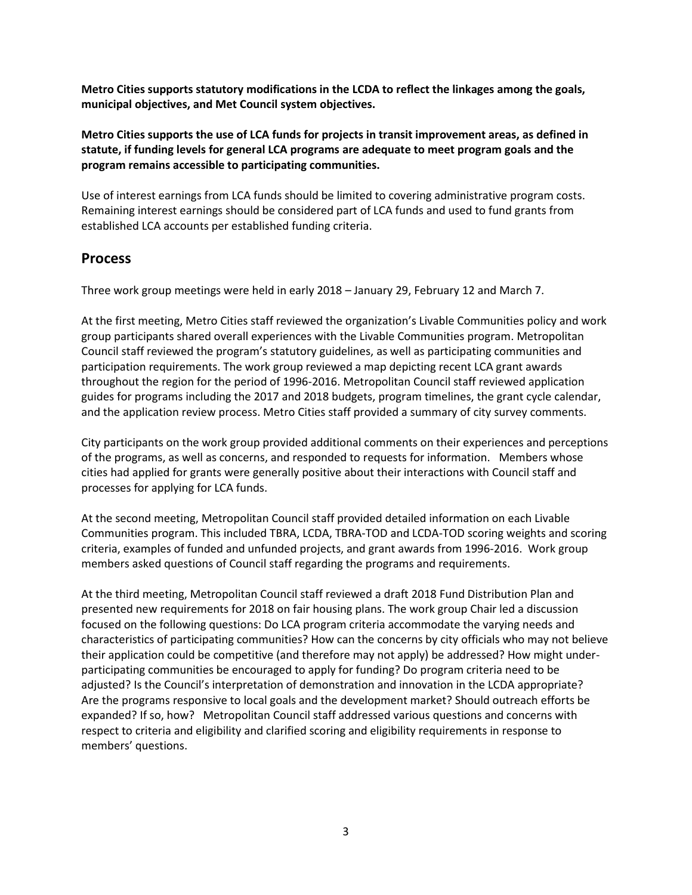**Metro Cities supports statutory modifications in the LCDA to reflect the linkages among the goals, municipal objectives, and Met Council system objectives.**

**Metro Cities supports the use of LCA funds for projects in transit improvement areas, as defined in statute, if funding levels for general LCA programs are adequate to meet program goals and the program remains accessible to participating communities.**

Use of interest earnings from LCA funds should be limited to covering administrative program costs. Remaining interest earnings should be considered part of LCA funds and used to fund grants from established LCA accounts per established funding criteria.

## Process

Three work group meetings were held in early 2018 – January 29, February 12 and March 7.

At the first meeting, Metro Cities staff reviewed the organization's Livable Communities policy and work group participants shared overall experiences with the Livable Communities program. Metropolitan Council staff reviewed the program's statutory guidelines, as well as participating communities and participation requirements. The work group reviewed a map depicting recent LCA grant awards throughout the region for the period of 1996-2016. Metropolitan Council staff reviewed application guides for programs including the 2017 and 2018 budgets, program timelines, the grant cycle calendar, and the application review process. Metro Cities staff provided a summary of city survey comments.

City participants on the work group provided additional comments on their experiences and perceptions of the programs, as well as concerns, and responded to requests for information. Members whose cities had applied for grants were generally positive about their interactions with Council staff and processes for applying for LCA funds.

At the second meeting, Metropolitan Council staff provided detailed information on each Livable Communities program. This included TBRA, LCDA, TBRA-TOD and LCDA-TOD scoring weights and scoring criteria, examples of funded and unfunded projects, and grant awards from 1996-2016. Work group members asked questions of Council staff regarding the programs and requirements.

At the third meeting, Metropolitan Council staff reviewed a draft 2018 Fund Distribution Plan and presented new requirements for 2018 on fair housing plans. The work group Chair led a discussion focused on the following questions: Do LCA program criteria accommodate the varying needs and characteristics of participating communities? How can the concerns by city officials who may not believe their application could be competitive (and therefore may not apply) be addressed? How might under-participating communities be encouraged to apply for funding? Do program criteria need to be adjusted? Is the Council's interpretation of demonstration and innovation in the LCDA appropriate? Are the programs responsive to local goals and the development market? Should outreach efforts be expanded? If so, how? Metropolitan Council staff addressed various questions and concerns with respect to criteria and eligibility and clarified scoring and eligibility requirements in response to members' questions.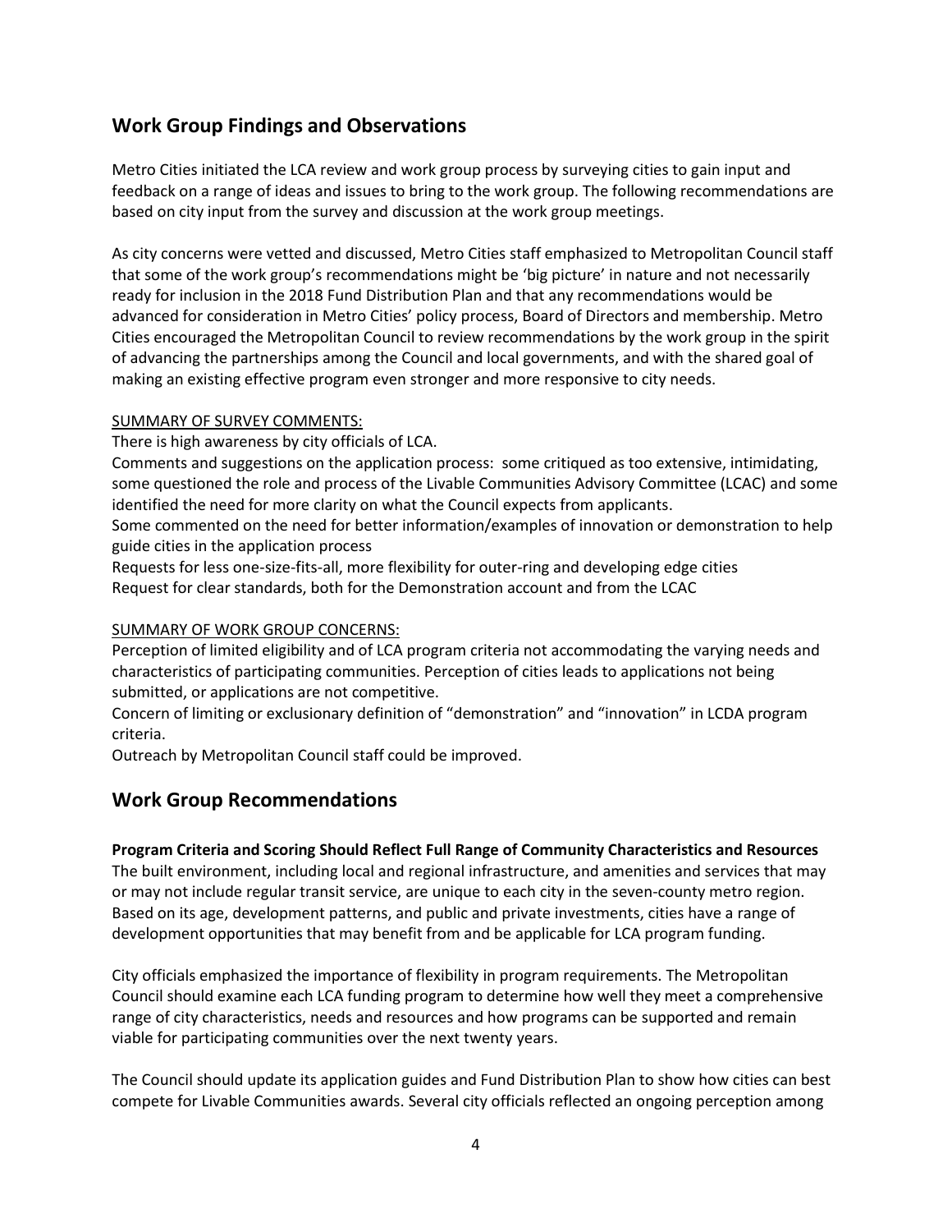## Work Group Findings and Observations

Metro Cities initiated the LCA review and work group process by surveying cities to gain input and feedback on a range of ideas and issues to bring to the work group. The following recommendations are based on city input from the survey and discussion at the work group meetings.

As city concerns were vetted and discussed, Metro Cities staff emphasized to Metropolitan Council staff that some of the work group's recommendations might be 'big picture' in nature and not necessarily ready for inclusion in the 2018 Fund Distribution Plan and that any recommendations would be advanced for consideration in Metro Cities' policy process, Board of Directors and membership. Metro Cities encouraged the Metropolitan Council to review recommendations by the work group in the spirit of advancing the partnerships among the Council and local governments, and with the shared goal of making an existing effective program even stronger and more responsive to city needs.

SUMMARY OF SURVEY COMMENTS:

There is high awareness by city officials of LCA.

Comments and suggestions on the application process: some critiqued as too extensive, intimidating, some questioned the role and process of the Livable Communities Advisory Committee (LCAC) and some identified the need for more clarity on what the Council expects from applicants.

Some commented on the need for better information/examples of innovation or demonstration to help guide cities in the application process

Requests for less one-size-fits-all, more flexibility for outer-ring and developing edge cities

Request for clear standards, both for the Demonstration account and from the LCAC

SUMMARY OF WORK GROUP CONCERNS:

Perception of limited eligibility and of LCA program criteria not accommodating the varying needs and characteristics of participating communities. Perception of cities leads to applications not being submitted, or applications are not competitive.

Concern of limiting or exclusionary definition of "demonstration" and "innovation" in LCDA program criteria.

Outreach by Metropolitan Council staff could be improved.

## Work Group Recommendations

**Program Criteria and Scoring Should Reflect Full Range of Community Characteristics and Resources**

The built environment, including local and regional infrastructure, and amenities and services that may or may not include regular transit service, are unique to each city in the seven-county metro region. Based on its age, development patterns, and public and private investments, cities have a range of development opportunities that may benefit from and be applicable for LCA program funding.

City officials emphasized the importance of flexibility in program requirements. The Metropolitan Council should examine each LCA funding program to determine how well they meet a comprehensive range of city characteristics, needs and resources and how programs can be supported and remain viable for participating communities over the next twenty years.

The Council should update its application guides and Fund Distribution Plan to show how cities can best compete for Livable Communities awards. Several city officials reflected an ongoing perception among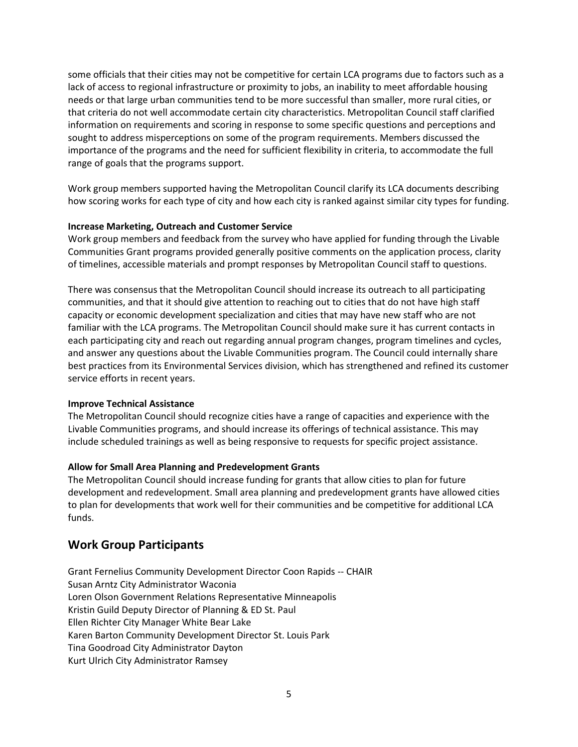some officials that their cities may not be competitive for certain LCA programs due to factors such as a lack of access to regional infrastructure or proximity to jobs, an inability to meet affordable housing needs or that large urban communities tend to be more successful than smaller, more rural cities, or that criteria do not well accommodate certain city characteristics. Metropolitan Council staff clarified information on requirements and scoring in response to some specific questions and perceptions and sought to address misperceptions on some of the program requirements. Members discussed the importance of the programs and the need for sufficient flexibility in criteria, to accommodate the full range of goals that the programs support.

Work group members supported having the Metropolitan Council clarify its LCA documents describing how scoring works for each type of city and how each city is ranked against similar city types for funding.

**Increase Marketing, Outreach and Customer Service**

Work group members and feedback from the survey who have applied for funding through the Livable Communities Grant programs provided generally positive comments on the application process, clarity of timelines, accessible materials and prompt responses by Metropolitan Council staff to questions.

There was consensus that the Metropolitan Council should increase its outreach to all participating communities, and that it should give attention to reaching out to cities that do not have high staff capacity or economic development specialization and cities that may have new staff who are not familiar with the LCA programs. The Metropolitan Council should make sure it has current contacts in each participating city and reach out regarding annual program changes, program timelines and cycles, and answer any questions about the Livable Communities program. The Council could internally share best practices from its Environmental Services division, which has strengthened and refined its customer service efforts in recent years.

**Improve Technical Assistance**

The Metropolitan Council should recognize cities have a range of capacities and experience with the Livable Communities programs, and should increase its offerings of technical assistance. This may include scheduled trainings as well as being responsive to requests for specific project assistance.

**Allow for Small Area Planning and Predevelopment Grants**

The Metropolitan Council should increase funding for grants that allow cities to plan for future development and redevelopment. Small area planning and predevelopment grants have allowed cities to plan for developments that work well for their communities and be competitive for additional LCA funds.

## Work Group Participants

Grant Fernelius Community Development Director Coon Rapids -- CHAIR
Susan Arntz City Administrator Waconia
Loren Olson Government Relations Representative Minneapolis
Kristin Guild Deputy Director of Planning & ED St. Paul
Ellen Richter City Manager White Bear Lake
Karen Barton Community Development Director St. Louis Park
Tina Goodroad City Administrator Dayton
Kurt Ulrich City Administrator Ramsey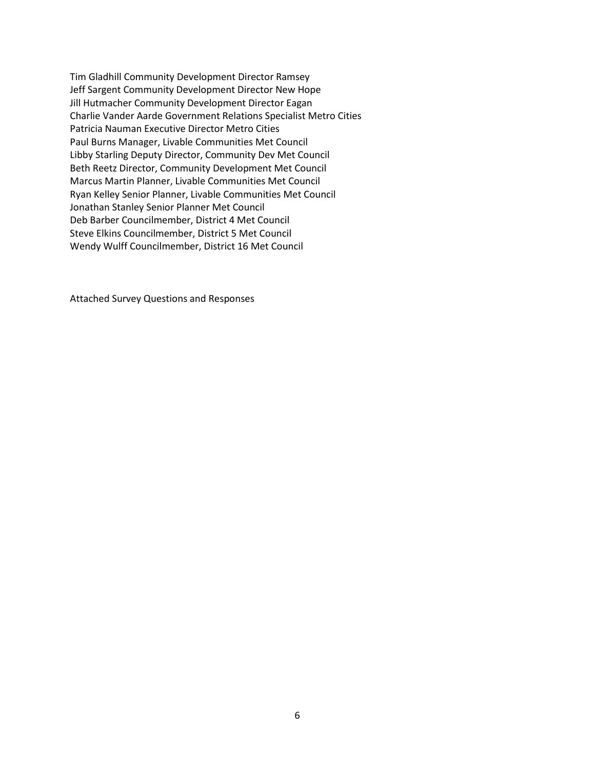Tim Gladhill Community Development Director Ramsey
Jeff Sargent Community Development Director New Hope
Jill Hutmacher Community Development Director Eagan
Charlie Vander Aarde Government Relations Specialist Metro Cities
Patricia Nauman Executive Director Metro Cities
Paul Burns Manager, Livable Communities Met Council
Libby Starling Deputy Director, Community Dev Met Council
Beth Reetz Director, Community Development Met Council
Marcus Martin Planner, Livable Communities Met Council
Ryan Kelley Senior Planner, Livable Communities Met Council
Jonathan Stanley Senior Planner Met Council
Deb Barber Councilmember, District 4 Met Council
Steve Elkins Councilmember, District 5 Met Council
Wendy Wulff Councilmember, District 16 Met Council

Attached Survey Questions and Responses